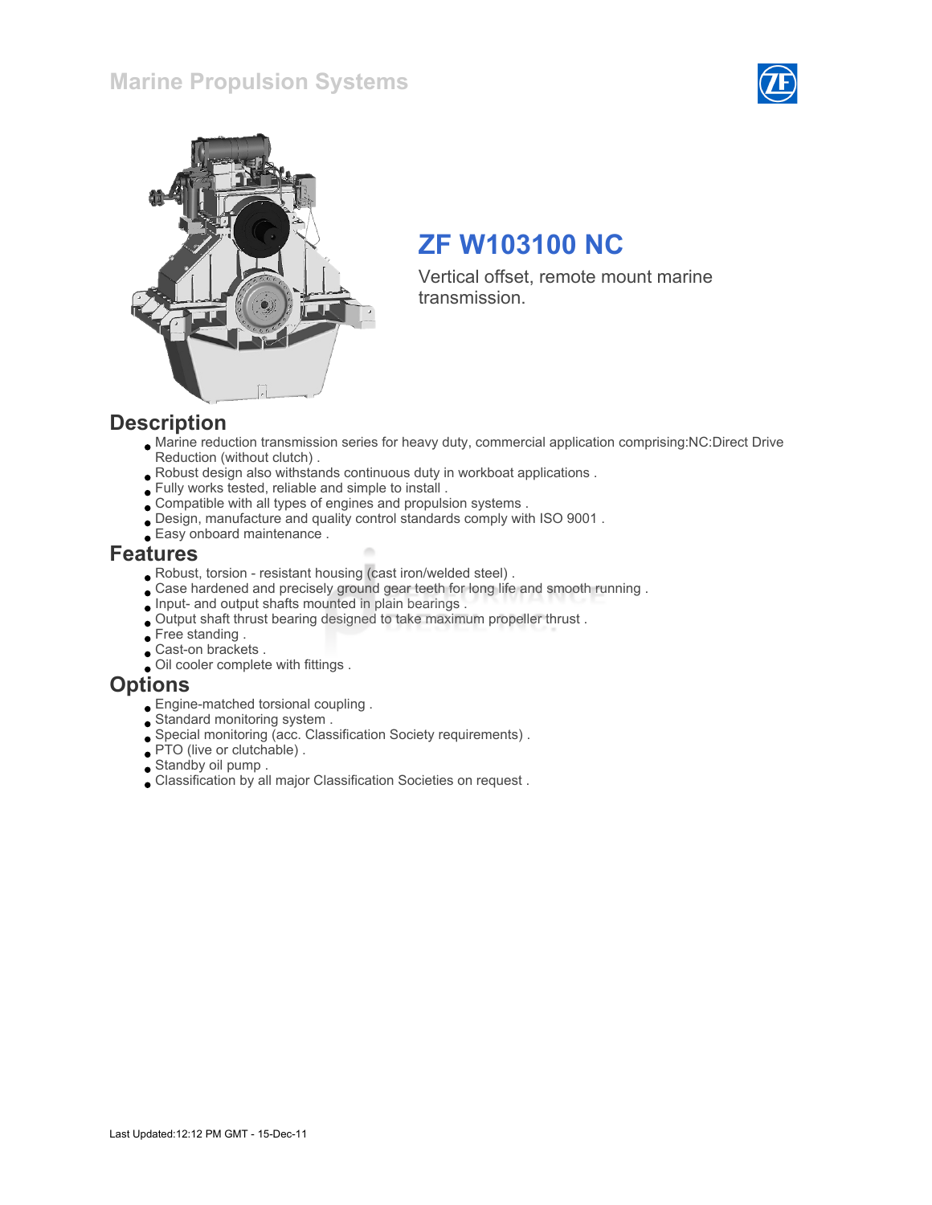Marine Propulsion Systems

# ZF W103100 NC

Vertical offset, remote mount marine transmission.

## Description

- Marine reduction transmission series for heavy duty, commercial application comprising:NC:Direct Drive Reduction (without clutch) .
- Robust design also withstands continuous duty in workboat applications .
- Fully works tested, reliable and simple to install .
- Compatible with all types of engines and propulsion systems .
- Design, manufacture and quality control standards comply with ISO 9001 .
- Easy onboard maintenance .

## Features

- Robust, torsion - resistant housing (cast iron/welded steel) .
- Case hardened and precisely ground gear teeth for long life and smooth running .
- Input- and output shafts mounted in plain bearings .
- Output shaft thrust bearing designed to take maximum propeller thrust .
- Free standing .
- Cast-on brackets .
- Oil cooler complete with fittings .

## Options

- Engine-matched torsional coupling .
- Standard monitoring system .
- Special monitoring (acc. Classification Society requirements) .
- PTO (live or clutchable) .
- Standby oil pump .
- Classification by all major Classification Societies on request .

Last Updated:12:12 PM GMT - 15-Dec-11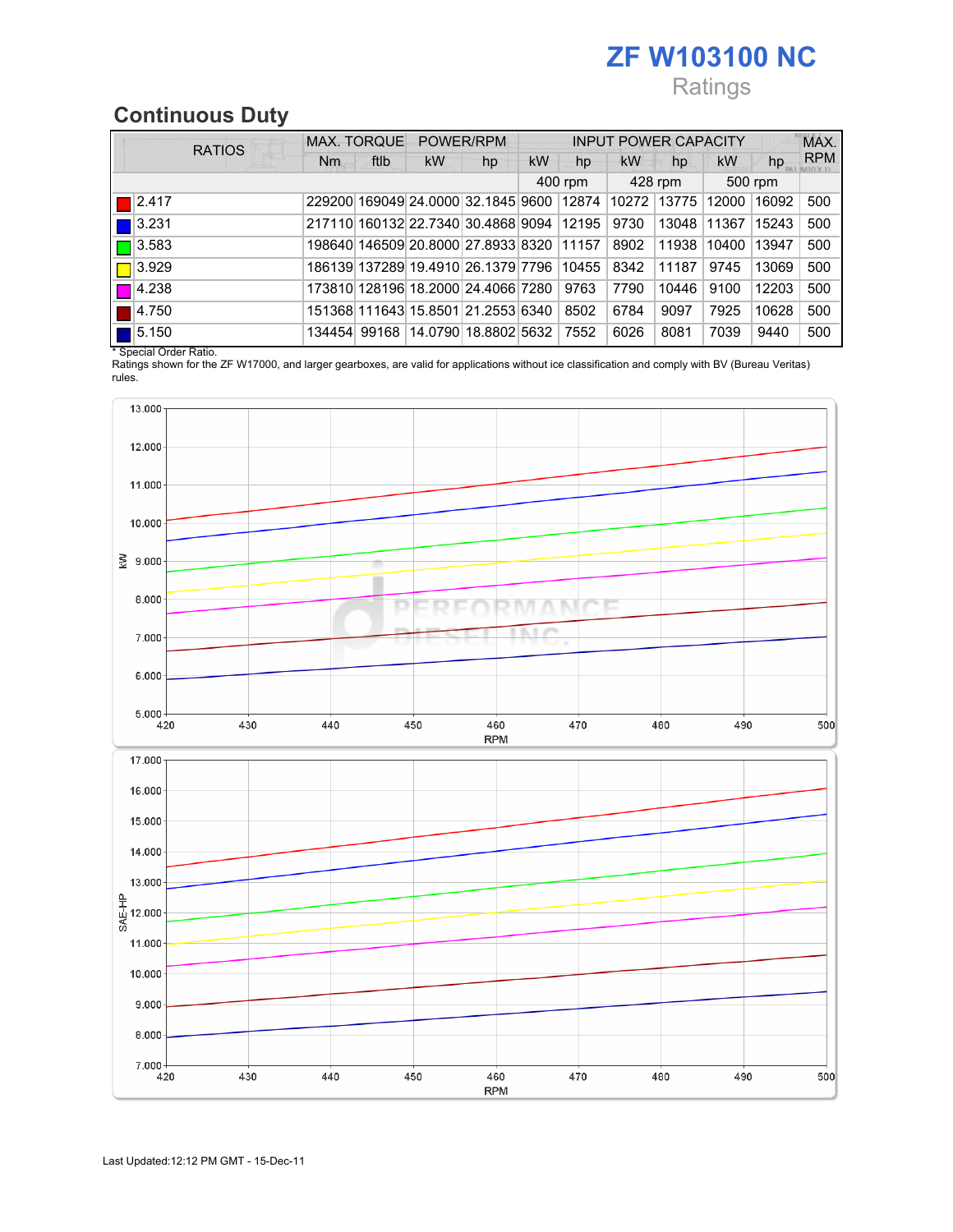# ZF W103100 NC

Ratings

## Continuous Duty

| RATIOS | MAX. TORQUE | | POWER/RPM | | INPUT POWER CAPACITY | | | | | | MAX. RPM |
|---|---|---|---|---|---|---|---|---|---|---|---|
| | Nm | ftlb | kW | hp | kW | hp | kW | hp | kW | hp | |
| | | | | | 400 rpm | | 428 rpm | | 500 rpm | | |
| 2.417 | 229200 | 169049 | 24.0000 | 32.1845 | 9600 | 12874 | 10272 | 13775 | 12000 | 16092 | 500 |
| 3.231 | 217110 | 160132 | 22.7340 | 30.4868 | 9094 | 12195 | 9730 | 13048 | 11367 | 15243 | 500 |
| 3.583 | 198640 | 146509 | 20.8000 | 27.8933 | 8320 | 11157 | 8902 | 11938 | 10400 | 13947 | 500 |
| 3.929 | 186139 | 137289 | 19.4910 | 26.1379 | 7796 | 10455 | 8342 | 11187 | 9745 | 13069 | 500 |
| 4.238 | 173810 | 128196 | 18.2000 | 24.4066 | 7280 | 9763 | 7790 | 10446 | 9100 | 12203 | 500 |
| 4.750 | 151368 | 111643 | 15.8501 | 21.2553 | 6340 | 8502 | 6784 | 9097 | 7925 | 10628 | 500 |
| 5.150 | 134454 | 99168 | 14.0790 | 18.8802 | 5632 | 7552 | 6026 | 8081 | 7039 | 9440 | 500 |

* Special Order Ratio.

Ratings shown for the ZF W17000, and larger gearboxes, are valid for applications without ice classification and comply with BV (Bureau Veritas) rules.

Last Updated:12:12 PM GMT - 15-Dec-11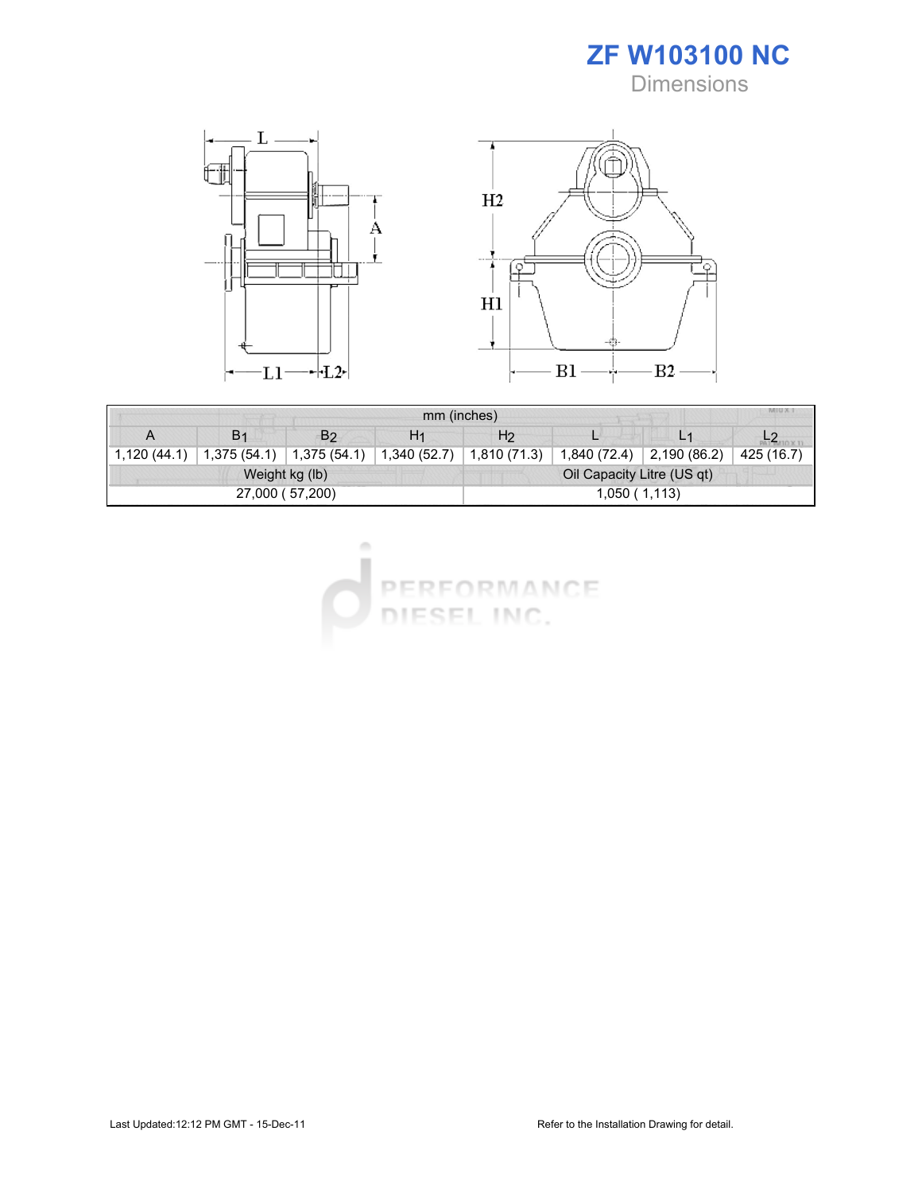# ZF W103100 NC

## Dimensions

| mm (inches) | | | | | | | |
|---|---|---|---|---|---|---|---|
| A | $B_1$ | $B_2$ | $H_1$ | $H_2$ | L | $L_1$ | $L_2$ |
| 1,120 (44.1) | 1,375 (54.1) | 1,375 (54.1) | 1,340 (52.7) | 1,810 (71.3) | 1,840 (72.4) | 2,190 (86.2) | 425 (16.7) |

| Weight kg (lb) | Oil Capacity Litre (US qt) |
|---|---|
| 27,000 ( 57,200) | 1,050 ( 1,113) |

Last Updated:12:12 PM GMT - 15-Dec-11

Refer to the Installation Drawing for detail.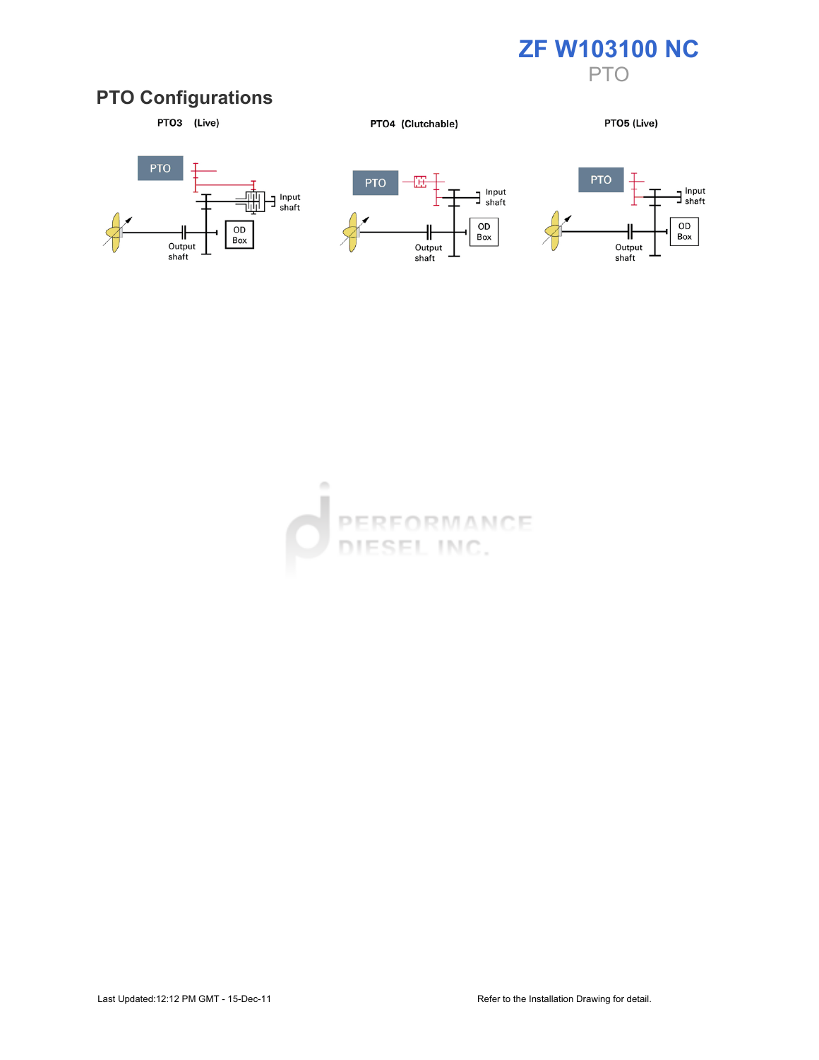# ZF W103100 NC

PTO

## PTO Configurations

PTO3 (Live)

PTO

Input shaft

OD Box

Output shaft

PTO4 (Clutchable)

PTO

Input shaft

OD Box

Output shaft

PTO5 (Live)

PTO

Input shaft

OD Box

Output shaft

Last Updated:12:12 PM GMT - 15-Dec-11

Refer to the Installation Drawing for detail.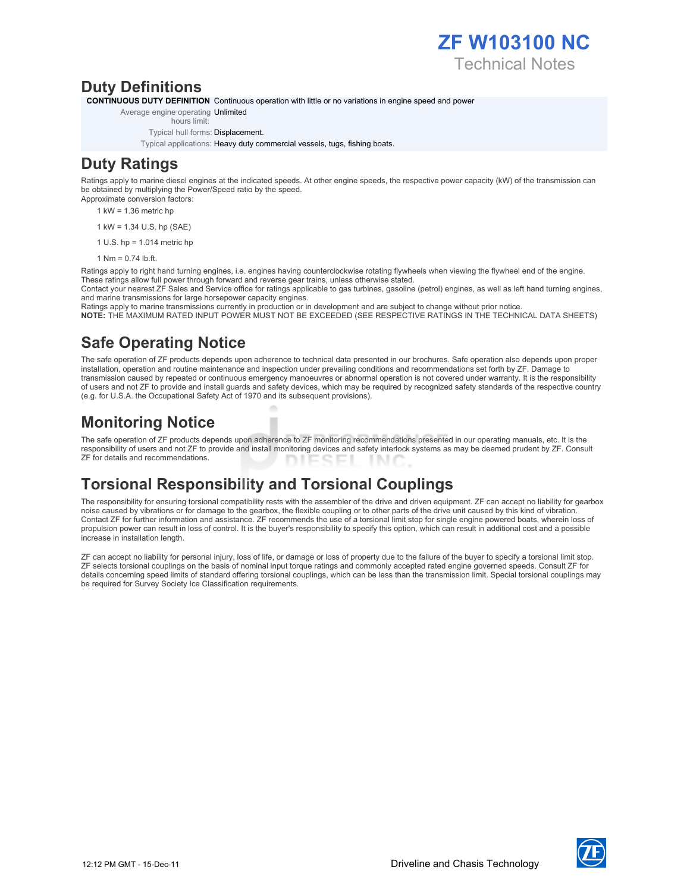# ZF W103100 NC

Technical Notes

## Duty Definitions

| | |
|---|---|
| **CONTINUOUS DUTY DEFINITION** | Continuous operation with little or no variations in engine speed and power |
| Average engine operating hours limit: | Unlimited |
| Typical hull forms: | Displacement. |
| Typical applications: | Heavy duty commercial vessels, tugs, fishing boats. |

## Duty Ratings

Ratings apply to marine diesel engines at the indicated speeds. At other engine speeds, the respective power capacity (kW) of the transmission can be obtained by multiplying the Power/Speed ratio by the speed.
Approximate conversion factors:

1 kW = 1.36 metric hp

1 kW = 1.34 U.S. hp (SAE)

1 U.S. hp = 1.014 metric hp

1 Nm = 0.74 lb.ft.

Ratings apply to right hand turning engines, i.e. engines having counterclockwise rotating flywheels when viewing the flywheel end of the engine. These ratings allow full power through forward and reverse gear trains, unless otherwise stated.
Contact your nearest ZF Sales and Service office for ratings applicable to gas turbines, gasoline (petrol) engines, as well as left hand turning engines, and marine transmissions for large horsepower capacity engines.
Ratings apply to marine transmissions currently in production or in development and are subject to change without prior notice.
**NOTE:** THE MAXIMUM RATED INPUT POWER MUST NOT BE EXCEEDED (SEE RESPECTIVE RATINGS IN THE TECHNICAL DATA SHEETS)

## Safe Operating Notice

The safe operation of ZF products depends upon adherence to technical data presented in our brochures. Safe operation also depends upon proper installation, operation and routine maintenance and inspection under prevailing conditions and recommendations set forth by ZF. Damage to transmission caused by repeated or continuous emergency manoeuvres or abnormal operation is not covered under warranty. It is the responsibility of users and not ZF to provide and install guards and safety devices, which may be required by recognized safety standards of the respective country (e.g. for U.S.A. the Occupational Safety Act of 1970 and its subsequent provisions).

## Monitoring Notice

The safe operation of ZF products depends upon adherence to ZF monitoring recommendations presented in our operating manuals, etc. It is the responsibility of users and not ZF to provide and install monitoring devices and safety interlock systems as may be deemed prudent by ZF. Consult ZF for details and recommendations.

## Torsional Responsibility and Torsional Couplings

The responsibility for ensuring torsional compatibility rests with the assembler of the drive and driven equipment. ZF can accept no liability for gearbox noise caused by vibrations or for damage to the gearbox, the flexible coupling or to other parts of the drive unit caused by this kind of vibration. Contact ZF for further information and assistance. ZF recommends the use of a torsional limit stop for single engine powered boats, wherein loss of propulsion power can result in loss of control. It is the buyer's responsibility to specify this option, which can result in additional cost and a possible increase in installation length.

ZF can accept no liability for personal injury, loss of life, or damage or loss of property due to the failure of the buyer to specify a torsional limit stop. ZF selects torsional couplings on the basis of nominal input torque ratings and commonly accepted rated engine governed speeds. Consult ZF for details concerning speed limits of standard offering torsional couplings, which can be less than the transmission limit. Special torsional couplings may be required for Survey Society Ice Classification requirements.